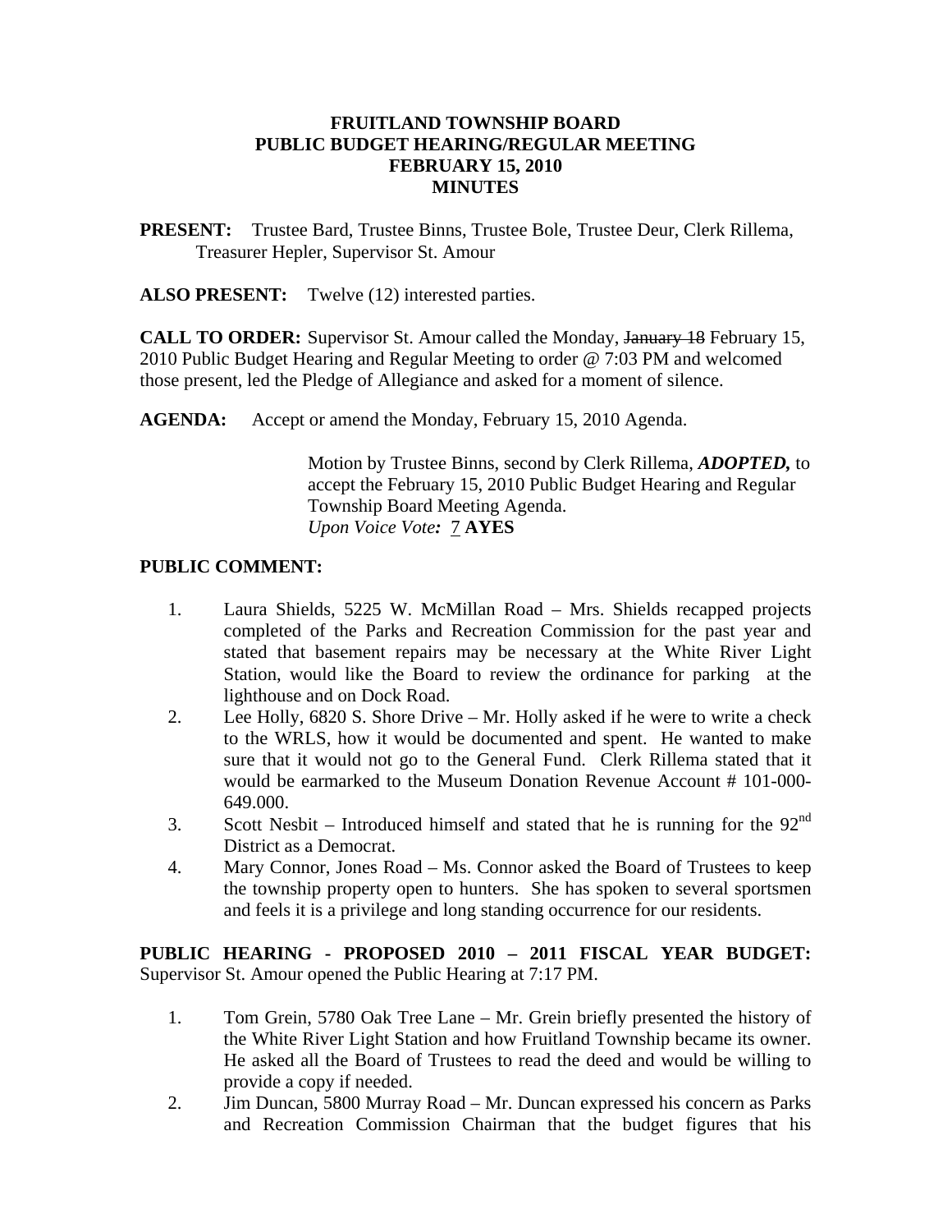# FRUITLAND TOWNSHIP BOARD
# PUBLIC BUDGET HEARING/REGULAR MEETING
# FEBRUARY 15, 2010
# MINUTES

**PRESENT:** Trustee Bard, Trustee Binns, Trustee Bole, Trustee Deur, Clerk Rillema, Treasurer Hepler, Supervisor St. Amour

**ALSO PRESENT:** Twelve (12) interested parties.

**CALL TO ORDER:** Supervisor St. Amour called the Monday, ~~January 18~~ February 15, 2010 Public Budget Hearing and Regular Meeting to order @ 7:03 PM and welcomed those present, led the Pledge of Allegiance and asked for a moment of silence.

**AGENDA:** Accept or amend the Monday, February 15, 2010 Agenda.

> Motion by Trustee Binns, second by Clerk Rillema, ***ADOPTED,*** to accept the February 15, 2010 Public Budget Hearing and Regular Township Board Meeting Agenda.
> *Upon Voice Vote:* 7 **AYES**

**PUBLIC COMMENT:**

1. Laura Shields, 5225 W. McMillan Road – Mrs. Shields recapped projects completed of the Parks and Recreation Commission for the past year and stated that basement repairs may be necessary at the White River Light Station, would like the Board to review the ordinance for parking at the lighthouse and on Dock Road.
2. Lee Holly, 6820 S. Shore Drive – Mr. Holly asked if he were to write a check to the WRLS, how it would be documented and spent. He wanted to make sure that it would not go to the General Fund. Clerk Rillema stated that it would be earmarked to the Museum Donation Revenue Account # 101-000-649.000.
3. Scott Nesbit – Introduced himself and stated that he is running for the 92nd District as a Democrat.
4. Mary Connor, Jones Road – Ms. Connor asked the Board of Trustees to keep the township property open to hunters. She has spoken to several sportsmen and feels it is a privilege and long standing occurrence for our residents.

**PUBLIC HEARING - PROPOSED 2010 – 2011 FISCAL YEAR BUDGET:** Supervisor St. Amour opened the Public Hearing at 7:17 PM.

1. Tom Grein, 5780 Oak Tree Lane – Mr. Grein briefly presented the history of the White River Light Station and how Fruitland Township became its owner. He asked all the Board of Trustees to read the deed and would be willing to provide a copy if needed.
2. Jim Duncan, 5800 Murray Road – Mr. Duncan expressed his concern as Parks and Recreation Commission Chairman that the budget figures that his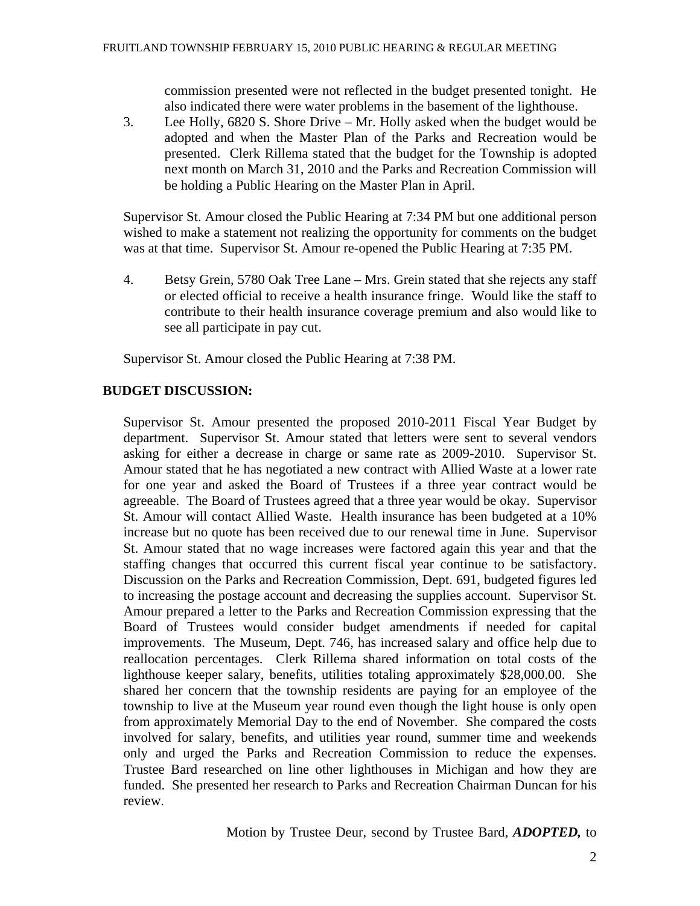commission presented were not reflected in the budget presented tonight. He also indicated there were water problems in the basement of the lighthouse.

3. Lee Holly, 6820 S. Shore Drive – Mr. Holly asked when the budget would be adopted and when the Master Plan of the Parks and Recreation would be presented. Clerk Rillema stated that the budget for the Township is adopted next month on March 31, 2010 and the Parks and Recreation Commission will be holding a Public Hearing on the Master Plan in April.

Supervisor St. Amour closed the Public Hearing at 7:34 PM but one additional person wished to make a statement not realizing the opportunity for comments on the budget was at that time. Supervisor St. Amour re-opened the Public Hearing at 7:35 PM.

4. Betsy Grein, 5780 Oak Tree Lane – Mrs. Grein stated that she rejects any staff or elected official to receive a health insurance fringe. Would like the staff to contribute to their health insurance coverage premium and also would like to see all participate in pay cut.

Supervisor St. Amour closed the Public Hearing at 7:38 PM.

## BUDGET DISCUSSION:

Supervisor St. Amour presented the proposed 2010-2011 Fiscal Year Budget by department. Supervisor St. Amour stated that letters were sent to several vendors asking for either a decrease in charge or same rate as 2009-2010. Supervisor St. Amour stated that he has negotiated a new contract with Allied Waste at a lower rate for one year and asked the Board of Trustees if a three year contract would be agreeable. The Board of Trustees agreed that a three year would be okay. Supervisor St. Amour will contact Allied Waste. Health insurance has been budgeted at a 10% increase but no quote has been received due to our renewal time in June. Supervisor St. Amour stated that no wage increases were factored again this year and that the staffing changes that occurred this current fiscal year continue to be satisfactory. Discussion on the Parks and Recreation Commission, Dept. 691, budgeted figures led to increasing the postage account and decreasing the supplies account. Supervisor St. Amour prepared a letter to the Parks and Recreation Commission expressing that the Board of Trustees would consider budget amendments if needed for capital improvements. The Museum, Dept. 746, has increased salary and office help due to reallocation percentages. Clerk Rillema shared information on total costs of the lighthouse keeper salary, benefits, utilities totaling approximately $28,000.00. She shared her concern that the township residents are paying for an employee of the township to live at the Museum year round even though the light house is only open from approximately Memorial Day to the end of November. She compared the costs involved for salary, benefits, and utilities year round, summer time and weekends only and urged the Parks and Recreation Commission to reduce the expenses. Trustee Bard researched on line other lighthouses in Michigan and how they are funded. She presented her research to Parks and Recreation Chairman Duncan for his review.

Motion by Trustee Deur, second by Trustee Bard, ***ADOPTED,*** to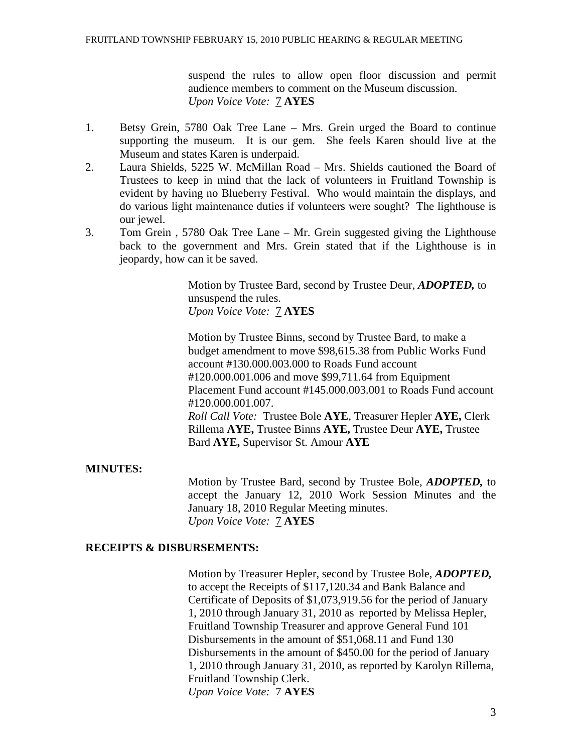suspend the rules to allow open floor discussion and permit audience members to comment on the Museum discussion.
*Upon Voice Vote:* 7 **AYES**

1. Betsy Grein, 5780 Oak Tree Lane – Mrs. Grein urged the Board to continue supporting the museum. It is our gem. She feels Karen should live at the Museum and states Karen is underpaid.
2. Laura Shields, 5225 W. McMillan Road – Mrs. Shields cautioned the Board of Trustees to keep in mind that the lack of volunteers in Fruitland Township is evident by having no Blueberry Festival. Who would maintain the displays, and do various light maintenance duties if volunteers were sought? The lighthouse is our jewel.
3. Tom Grein , 5780 Oak Tree Lane – Mr. Grein suggested giving the Lighthouse back to the government and Mrs. Grein stated that if the Lighthouse is in jeopardy, how can it be saved.

Motion by Trustee Bard, second by Trustee Deur, ***ADOPTED,*** to unsuspend the rules.
*Upon Voice Vote:* 7 **AYES**

Motion by Trustee Binns, second by Trustee Bard, to make a budget amendment to move $98,615.38 from Public Works Fund account #130.000.003.000 to Roads Fund account #120.000.001.006 and move $99,711.64 from Equipment Placement Fund account #145.000.003.001 to Roads Fund account #120.000.001.007.
*Roll Call Vote:* Trustee Bole **AYE**, Treasurer Hepler **AYE,** Clerk Rillema **AYE,** Trustee Binns **AYE,** Trustee Deur **AYE,** Trustee Bard **AYE,** Supervisor St. Amour **AYE**

## MINUTES:

Motion by Trustee Bard, second by Trustee Bole, ***ADOPTED,*** to accept the January 12, 2010 Work Session Minutes and the January 18, 2010 Regular Meeting minutes.
*Upon Voice Vote:* 7 **AYES**

## RECEIPTS & DISBURSEMENTS:

Motion by Treasurer Hepler, second by Trustee Bole, ***ADOPTED,*** to accept the Receipts of $117,120.34 and Bank Balance and Certificate of Deposits of $1,073,919.56 for the period of January 1, 2010 through January 31, 2010 as reported by Melissa Hepler, Fruitland Township Treasurer and approve General Fund 101 Disbursements in the amount of $51,068.11 and Fund 130 Disbursements in the amount of $450.00 for the period of January 1, 2010 through January 31, 2010, as reported by Karolyn Rillema, Fruitland Township Clerk.
*Upon Voice Vote:* 7 **AYES**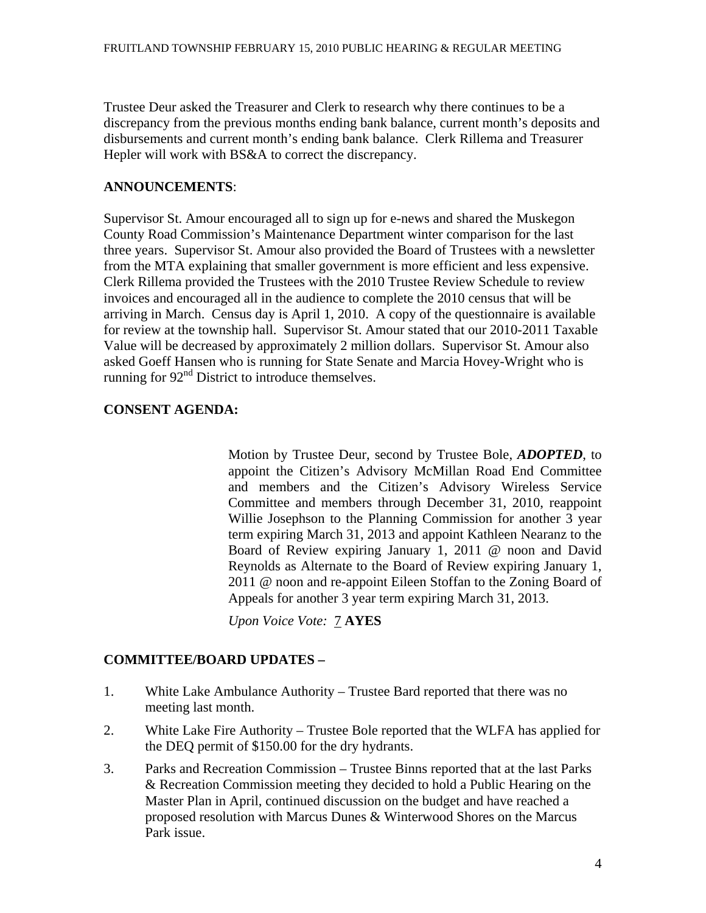Trustee Deur asked the Treasurer and Clerk to research why there continues to be a discrepancy from the previous months ending bank balance, current month's deposits and disbursements and current month's ending bank balance. Clerk Rillema and Treasurer Hepler will work with BS&A to correct the discrepancy.

**ANNOUNCEMENTS**:

Supervisor St. Amour encouraged all to sign up for e-news and shared the Muskegon County Road Commission's Maintenance Department winter comparison for the last three years. Supervisor St. Amour also provided the Board of Trustees with a newsletter from the MTA explaining that smaller government is more efficient and less expensive. Clerk Rillema provided the Trustees with the 2010 Trustee Review Schedule to review invoices and encouraged all in the audience to complete the 2010 census that will be arriving in March. Census day is April 1, 2010. A copy of the questionnaire is available for review at the township hall. Supervisor St. Amour stated that our 2010-2011 Taxable Value will be decreased by approximately 2 million dollars. Supervisor St. Amour also asked Goeff Hansen who is running for State Senate and Marcia Hovey-Wright who is running for 92nd District to introduce themselves.

**CONSENT AGENDA:**

Motion by Trustee Deur, second by Trustee Bole, ***ADOPTED***, to appoint the Citizen's Advisory McMillan Road End Committee and members and the Citizen's Advisory Wireless Service Committee and members through December 31, 2010, reappoint Willie Josephson to the Planning Commission for another 3 year term expiring March 31, 2013 and appoint Kathleen Nearanz to the Board of Review expiring January 1, 2011 @ noon and David Reynolds as Alternate to the Board of Review expiring January 1, 2011 @ noon and re-appoint Eileen Stoffan to the Zoning Board of Appeals for another 3 year term expiring March 31, 2013.

*Upon Voice Vote:* 7 **AYES**

**COMMITTEE/BOARD UPDATES –**

1. White Lake Ambulance Authority – Trustee Bard reported that there was no meeting last month.
2. White Lake Fire Authority – Trustee Bole reported that the WLFA has applied for the DEQ permit of $150.00 for the dry hydrants.
3. Parks and Recreation Commission – Trustee Binns reported that at the last Parks & Recreation Commission meeting they decided to hold a Public Hearing on the Master Plan in April, continued discussion on the budget and have reached a proposed resolution with Marcus Dunes & Winterwood Shores on the Marcus Park issue.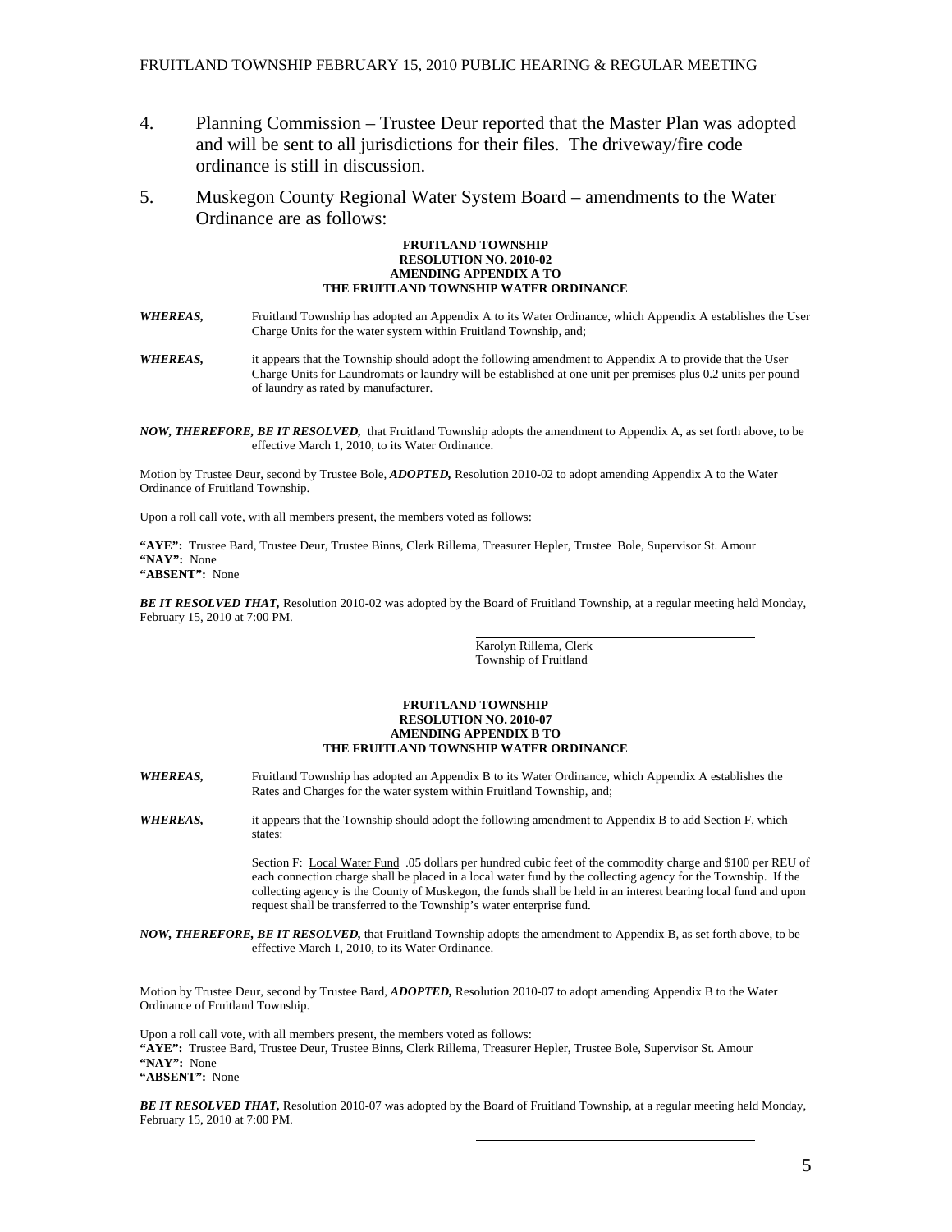4. Planning Commission – Trustee Deur reported that the Master Plan was adopted and will be sent to all jurisdictions for their files. The driveway/fire code ordinance is still in discussion.

5. Muskegon County Regional Water System Board – amendments to the Water Ordinance are as follows:

**FRUITLAND TOWNSHIP**
**RESOLUTION NO. 2010-02**
**AMENDING APPENDIX A TO**
**THE FRUITLAND TOWNSHIP WATER ORDINANCE**

***WHEREAS,*** Fruitland Township has adopted an Appendix A to its Water Ordinance, which Appendix A establishes the User Charge Units for the water system within Fruitland Township, and;

***WHEREAS,*** it appears that the Township should adopt the following amendment to Appendix A to provide that the User Charge Units for Laundromats or laundry will be established at one unit per premises plus 0.2 units per pound of laundry as rated by manufacturer.

***NOW, THEREFORE, BE IT RESOLVED,*** that Fruitland Township adopts the amendment to Appendix A, as set forth above, to be effective March 1, 2010, to its Water Ordinance.

Motion by Trustee Deur, second by Trustee Bole, ***ADOPTED,*** Resolution 2010-02 to adopt amending Appendix A to the Water Ordinance of Fruitland Township.

Upon a roll call vote, with all members present, the members voted as follows:

**"AYE":** Trustee Bard, Trustee Deur, Trustee Binns, Clerk Rillema, Treasurer Hepler, Trustee Bole, Supervisor St. Amour
**"NAY":** None
**"ABSENT":** None

***BE IT RESOLVED THAT,*** Resolution 2010-02 was adopted by the Board of Fruitland Township, at a regular meeting held Monday, February 15, 2010 at 7:00 PM.

Karolyn Rillema, Clerk
Township of Fruitland

**FRUITLAND TOWNSHIP**
**RESOLUTION NO. 2010-07**
**AMENDING APPENDIX B TO**
**THE FRUITLAND TOWNSHIP WATER ORDINANCE**

***WHEREAS,*** Fruitland Township has adopted an Appendix B to its Water Ordinance, which Appendix A establishes the Rates and Charges for the water system within Fruitland Township, and;

***WHEREAS,*** it appears that the Township should adopt the following amendment to Appendix B to add Section F, which states:

Section F: Local Water Fund .05 dollars per hundred cubic feet of the commodity charge and $100 per REU of each connection charge shall be placed in a local water fund by the collecting agency for the Township. If the collecting agency is the County of Muskegon, the funds shall be held in an interest bearing local fund and upon request shall be transferred to the Township's water enterprise fund.

***NOW, THEREFORE, BE IT RESOLVED,*** that Fruitland Township adopts the amendment to Appendix B, as set forth above, to be effective March 1, 2010, to its Water Ordinance.

Motion by Trustee Deur, second by Trustee Bard, ***ADOPTED,*** Resolution 2010-07 to adopt amending Appendix B to the Water Ordinance of Fruitland Township.

Upon a roll call vote, with all members present, the members voted as follows:
**"AYE":** Trustee Bard, Trustee Deur, Trustee Binns, Clerk Rillema, Treasurer Hepler, Trustee Bole, Supervisor St. Amour
**"NAY":** None
**"ABSENT":** None

***BE IT RESOLVED THAT,*** Resolution 2010-07 was adopted by the Board of Fruitland Township, at a regular meeting held Monday, February 15, 2010 at 7:00 PM.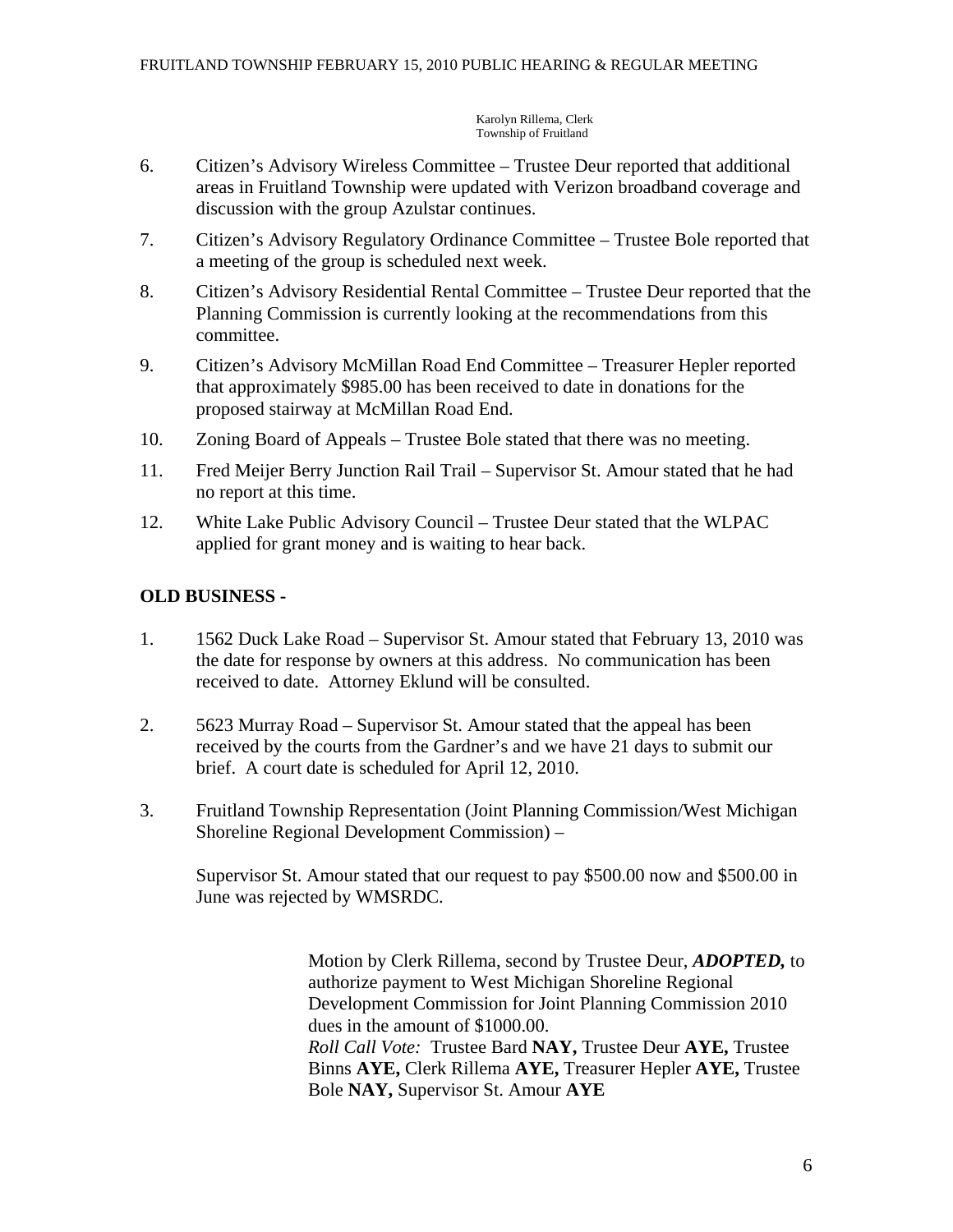Karolyn Rillema, Clerk
Township of Fruitland

6. Citizen's Advisory Wireless Committee – Trustee Deur reported that additional areas in Fruitland Township were updated with Verizon broadband coverage and discussion with the group Azulstar continues.
7. Citizen's Advisory Regulatory Ordinance Committee – Trustee Bole reported that a meeting of the group is scheduled next week.
8. Citizen's Advisory Residential Rental Committee – Trustee Deur reported that the Planning Commission is currently looking at the recommendations from this committee.
9. Citizen's Advisory McMillan Road End Committee – Treasurer Hepler reported that approximately $985.00 has been received to date in donations for the proposed stairway at McMillan Road End.
10. Zoning Board of Appeals – Trustee Bole stated that there was no meeting.
11. Fred Meijer Berry Junction Rail Trail – Supervisor St. Amour stated that he had no report at this time.
12. White Lake Public Advisory Council – Trustee Deur stated that the WLPAC applied for grant money and is waiting to hear back.

**OLD BUSINESS -**

1. 1562 Duck Lake Road – Supervisor St. Amour stated that February 13, 2010 was the date for response by owners at this address. No communication has been received to date. Attorney Eklund will be consulted.

2. 5623 Murray Road – Supervisor St. Amour stated that the appeal has been received by the courts from the Gardner's and we have 21 days to submit our brief. A court date is scheduled for April 12, 2010.

3. Fruitland Township Representation (Joint Planning Commission/West Michigan Shoreline Regional Development Commission) –

   Supervisor St. Amour stated that our request to pay $500.00 now and $500.00 in June was rejected by WMSRDC.

> Motion by Clerk Rillema, second by Trustee Deur, ***ADOPTED,*** to authorize payment to West Michigan Shoreline Regional Development Commission for Joint Planning Commission 2010 dues in the amount of $1000.00.
> *Roll Call Vote:* Trustee Bard **NAY,** Trustee Deur **AYE,** Trustee Binns **AYE,** Clerk Rillema **AYE,** Treasurer Hepler **AYE,** Trustee Bole **NAY,** Supervisor St. Amour **AYE**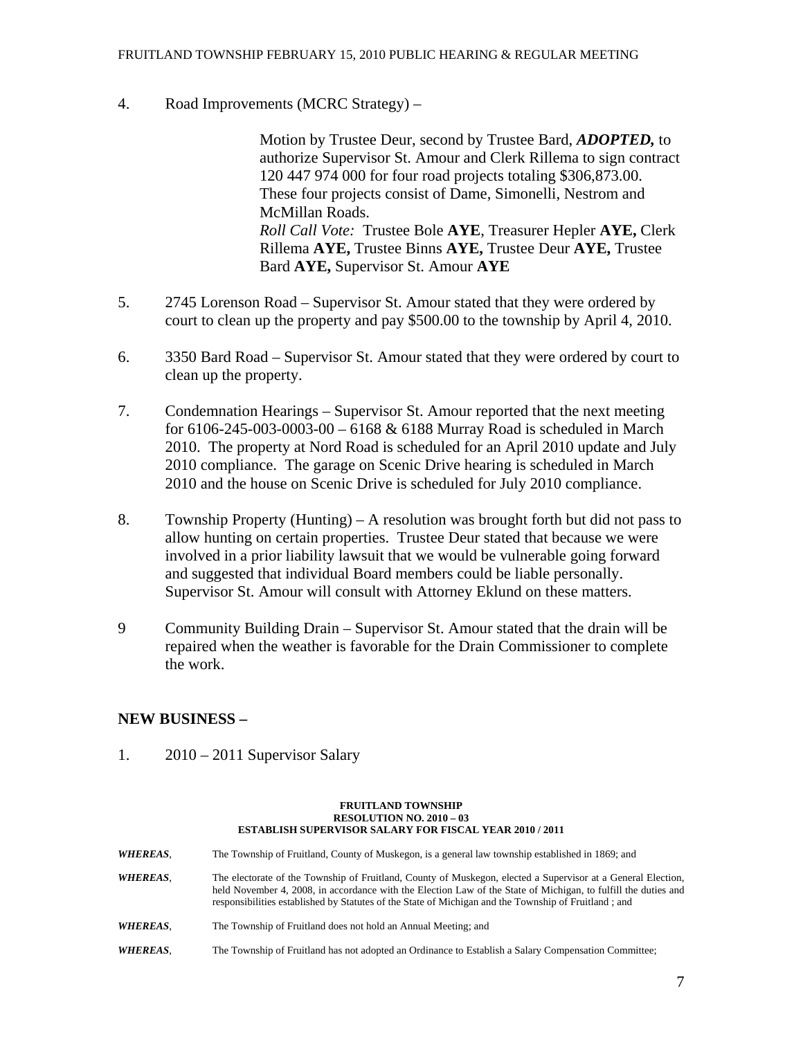4. Road Improvements (MCRC Strategy) –

   Motion by Trustee Deur, second by Trustee Bard, ***ADOPTED,*** to authorize Supervisor St. Amour and Clerk Rillema to sign contract 120 447 974 000 for four road projects totaling $306,873.00. These four projects consist of Dame, Simonelli, Nestrom and McMillan Roads.
   *Roll Call Vote:* Trustee Bole **AYE**, Treasurer Hepler **AYE,** Clerk Rillema **AYE,** Trustee Binns **AYE,** Trustee Deur **AYE,** Trustee Bard **AYE,** Supervisor St. Amour **AYE**

5. 2745 Lorenson Road – Supervisor St. Amour stated that they were ordered by court to clean up the property and pay $500.00 to the township by April 4, 2010.

6. 3350 Bard Road – Supervisor St. Amour stated that they were ordered by court to clean up the property.

7. Condemnation Hearings – Supervisor St. Amour reported that the next meeting for 6106-245-003-0003-00 – 6168 & 6188 Murray Road is scheduled in March 2010. The property at Nord Road is scheduled for an April 2010 update and July 2010 compliance. The garage on Scenic Drive hearing is scheduled in March 2010 and the house on Scenic Drive is scheduled for July 2010 compliance.

8. Township Property (Hunting) – A resolution was brought forth but did not pass to allow hunting on certain properties. Trustee Deur stated that because we were involved in a prior liability lawsuit that we would be vulnerable going forward and suggested that individual Board members could be liable personally. Supervisor St. Amour will consult with Attorney Eklund on these matters.

9 Community Building Drain – Supervisor St. Amour stated that the drain will be repaired when the weather is favorable for the Drain Commissioner to complete the work.

## NEW BUSINESS –

1. 2010 – 2011 Supervisor Salary

**FRUITLAND TOWNSHIP**
**RESOLUTION NO. 2010 – 03**
**ESTABLISH SUPERVISOR SALARY FOR FISCAL YEAR 2010 / 2011**

***WHEREAS***, The Township of Fruitland, County of Muskegon, is a general law township established in 1869; and

***WHEREAS***, The electorate of the Township of Fruitland, County of Muskegon, elected a Supervisor at a General Election, held November 4, 2008, in accordance with the Election Law of the State of Michigan, to fulfill the duties and responsibilities established by Statutes of the State of Michigan and the Township of Fruitland ; and

***WHEREAS***, The Township of Fruitland does not hold an Annual Meeting; and

***WHEREAS***, The Township of Fruitland has not adopted an Ordinance to Establish a Salary Compensation Committee;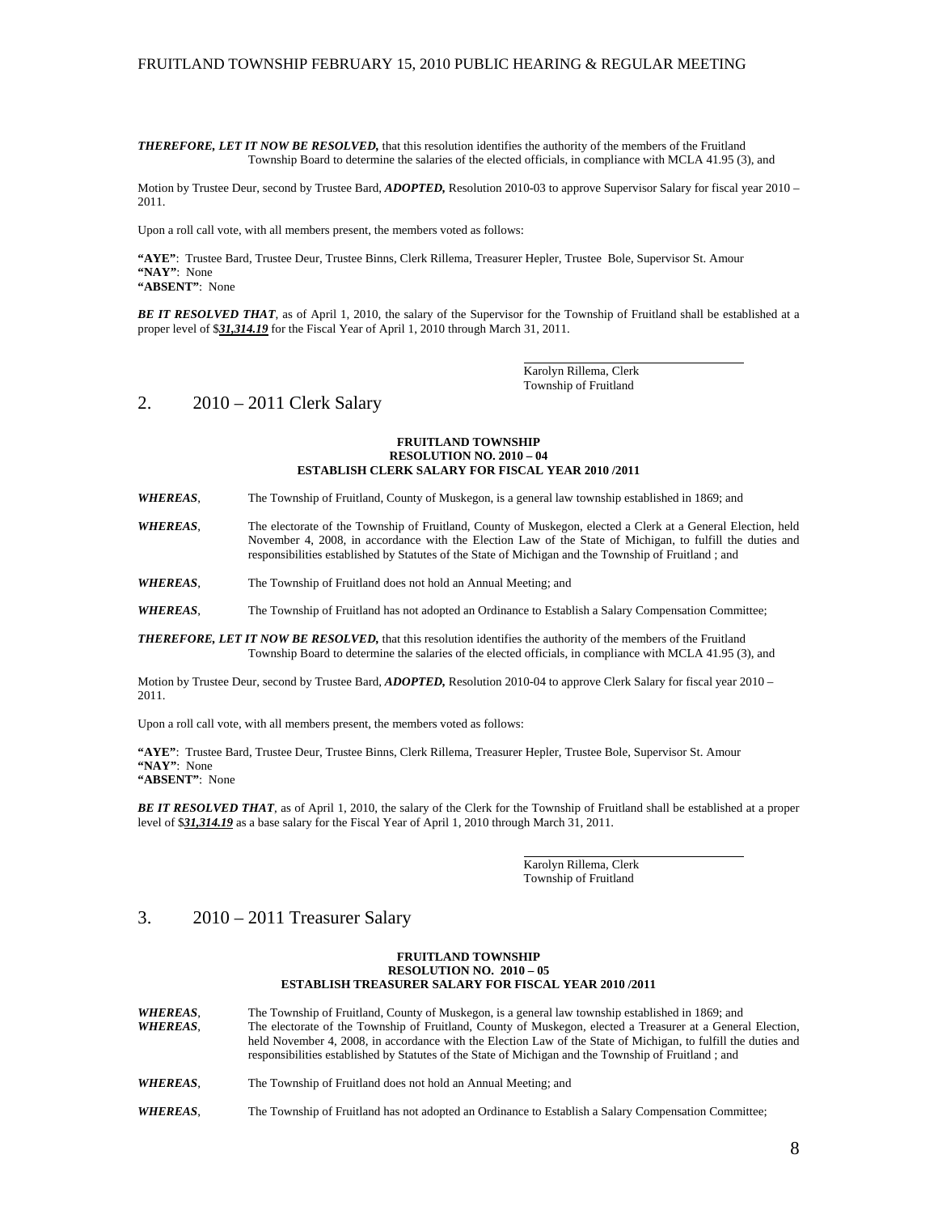***THEREFORE, LET IT NOW BE RESOLVED,*** that this resolution identifies the authority of the members of the Fruitland Township Board to determine the salaries of the elected officials, in compliance with MCLA 41.95 (3), and

Motion by Trustee Deur, second by Trustee Bard, ***ADOPTED,*** Resolution 2010-03 to approve Supervisor Salary for fiscal year 2010 – 2011.

Upon a roll call vote, with all members present, the members voted as follows:

**"AYE"**: Trustee Bard, Trustee Deur, Trustee Binns, Clerk Rillema, Treasurer Hepler, Trustee Bole, Supervisor St. Amour
**"NAY"**: None
**"ABSENT"**: None

***BE IT RESOLVED THAT***, as of April 1, 2010, the salary of the Supervisor for the Township of Fruitland shall be established at a proper level of $***31,314.19*** for the Fiscal Year of April 1, 2010 through March 31, 2011.

Karolyn Rillema, Clerk
Township of Fruitland

## 2. 2010 – 2011 Clerk Salary

**FRUITLAND TOWNSHIP**
**RESOLUTION NO. 2010 – 04**
**ESTABLISH CLERK SALARY FOR FISCAL YEAR 2010 /2011**

***WHEREAS***, The Township of Fruitland, County of Muskegon, is a general law township established in 1869; and

***WHEREAS***, The electorate of the Township of Fruitland, County of Muskegon, elected a Clerk at a General Election, held November 4, 2008, in accordance with the Election Law of the State of Michigan, to fulfill the duties and responsibilities established by Statutes of the State of Michigan and the Township of Fruitland ; and

***WHEREAS***, The Township of Fruitland does not hold an Annual Meeting; and

***WHEREAS***, The Township of Fruitland has not adopted an Ordinance to Establish a Salary Compensation Committee;

***THEREFORE, LET IT NOW BE RESOLVED,*** that this resolution identifies the authority of the members of the Fruitland Township Board to determine the salaries of the elected officials, in compliance with MCLA 41.95 (3), and

Motion by Trustee Deur, second by Trustee Bard, ***ADOPTED,*** Resolution 2010-04 to approve Clerk Salary for fiscal year 2010 – 2011.

Upon a roll call vote, with all members present, the members voted as follows:

**"AYE"**: Trustee Bard, Trustee Deur, Trustee Binns, Clerk Rillema, Treasurer Hepler, Trustee Bole, Supervisor St. Amour
**"NAY"**: None
**"ABSENT"**: None

***BE IT RESOLVED THAT***, as of April 1, 2010, the salary of the Clerk for the Township of Fruitland shall be established at a proper level of $***31,314.19*** as a base salary for the Fiscal Year of April 1, 2010 through March 31, 2011.

Karolyn Rillema, Clerk
Township of Fruitland

## 3. 2010 – 2011 Treasurer Salary

**FRUITLAND TOWNSHIP**
**RESOLUTION NO. 2010 – 05**
**ESTABLISH TREASURER SALARY FOR FISCAL YEAR 2010 /2011**

***WHEREAS***, The Township of Fruitland, County of Muskegon, is a general law township established in 1869; and

***WHEREAS***, The electorate of the Township of Fruitland, County of Muskegon, elected a Treasurer at a General Election, held November 4, 2008, in accordance with the Election Law of the State of Michigan, to fulfill the duties and responsibilities established by Statutes of the State of Michigan and the Township of Fruitland ; and

***WHEREAS***, The Township of Fruitland does not hold an Annual Meeting; and

***WHEREAS***, The Township of Fruitland has not adopted an Ordinance to Establish a Salary Compensation Committee;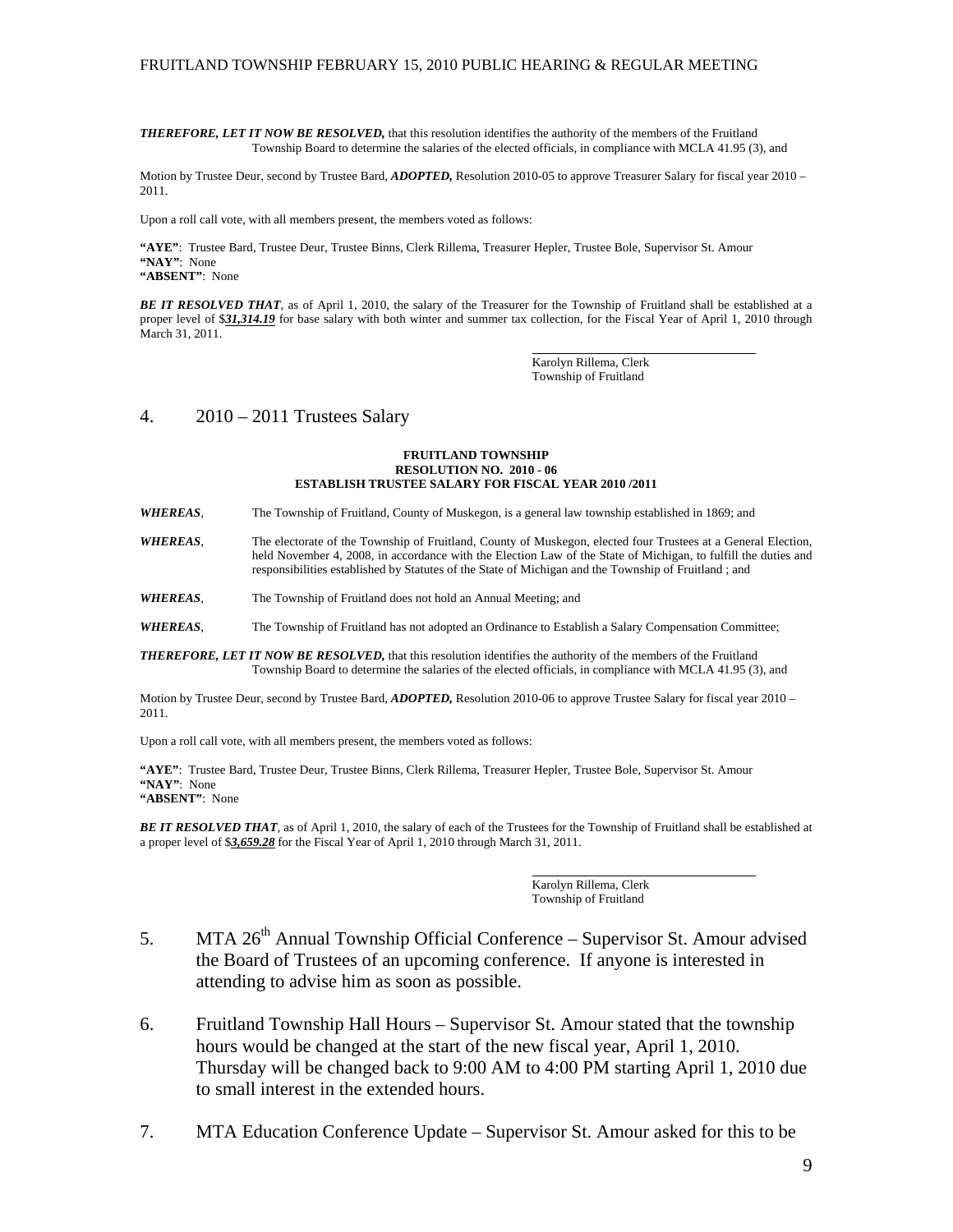***THEREFORE, LET IT NOW BE RESOLVED,*** that this resolution identifies the authority of the members of the Fruitland Township Board to determine the salaries of the elected officials, in compliance with MCLA 41.95 (3), and

Motion by Trustee Deur, second by Trustee Bard, ***ADOPTED,*** Resolution 2010-05 to approve Treasurer Salary for fiscal year 2010 – 2011.

Upon a roll call vote, with all members present, the members voted as follows:

**"AYE"**: Trustee Bard, Trustee Deur, Trustee Binns, Clerk Rillema, Treasurer Hepler, Trustee Bole, Supervisor St. Amour
**"NAY"**: None
**"ABSENT"**: None

***BE IT RESOLVED THAT***, as of April 1, 2010, the salary of the Treasurer for the Township of Fruitland shall be established at a proper level of $***31,314.19*** for base salary with both winter and summer tax collection, for the Fiscal Year of April 1, 2010 through March 31, 2011.

Karolyn Rillema, Clerk
Township of Fruitland

## 4. 2010 – 2011 Trustees Salary

**FRUITLAND TOWNSHIP**
**RESOLUTION NO. 2010 - 06**
**ESTABLISH TRUSTEE SALARY FOR FISCAL YEAR 2010 /2011**

***WHEREAS***, The Township of Fruitland, County of Muskegon, is a general law township established in 1869; and

***WHEREAS***, The electorate of the Township of Fruitland, County of Muskegon, elected four Trustees at a General Election, held November 4, 2008, in accordance with the Election Law of the State of Michigan, to fulfill the duties and responsibilities established by Statutes of the State of Michigan and the Township of Fruitland ; and

***WHEREAS***, The Township of Fruitland does not hold an Annual Meeting; and

***WHEREAS***, The Township of Fruitland has not adopted an Ordinance to Establish a Salary Compensation Committee;

***THEREFORE, LET IT NOW BE RESOLVED,*** that this resolution identifies the authority of the members of the Fruitland Township Board to determine the salaries of the elected officials, in compliance with MCLA 41.95 (3), and

Motion by Trustee Deur, second by Trustee Bard, ***ADOPTED,*** Resolution 2010-06 to approve Trustee Salary for fiscal year 2010 – 2011.

Upon a roll call vote, with all members present, the members voted as follows:

**"AYE"**: Trustee Bard, Trustee Deur, Trustee Binns, Clerk Rillema, Treasurer Hepler, Trustee Bole, Supervisor St. Amour
**"NAY"**: None
**"ABSENT"**: None

***BE IT RESOLVED THAT***, as of April 1, 2010, the salary of each of the Trustees for the Township of Fruitland shall be established at a proper level of $***3,659.28*** for the Fiscal Year of April 1, 2010 through March 31, 2011.

Karolyn Rillema, Clerk
Township of Fruitland

5. MTA 26th Annual Township Official Conference – Supervisor St. Amour advised the Board of Trustees of an upcoming conference. If anyone is interested in attending to advise him as soon as possible.

6. Fruitland Township Hall Hours – Supervisor St. Amour stated that the township hours would be changed at the start of the new fiscal year, April 1, 2010. Thursday will be changed back to 9:00 AM to 4:00 PM starting April 1, 2010 due to small interest in the extended hours.

7. MTA Education Conference Update – Supervisor St. Amour asked for this to be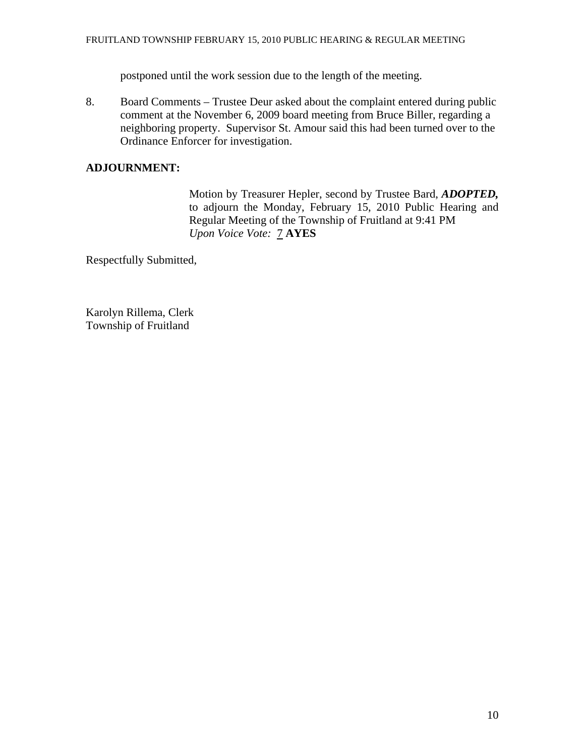postponed until the work session due to the length of the meeting.

8. Board Comments – Trustee Deur asked about the complaint entered during public comment at the November 6, 2009 board meeting from Bruce Biller, regarding a neighboring property. Supervisor St. Amour said this had been turned over to the Ordinance Enforcer for investigation.

**ADJOURNMENT:**

Motion by Treasurer Hepler, second by Trustee Bard, ***ADOPTED,*** to adjourn the Monday, February 15, 2010 Public Hearing and Regular Meeting of the Township of Fruitland at 9:41 PM
*Upon Voice Vote:* 7 **AYES**

Respectfully Submitted,

Karolyn Rillema, Clerk
Township of Fruitland